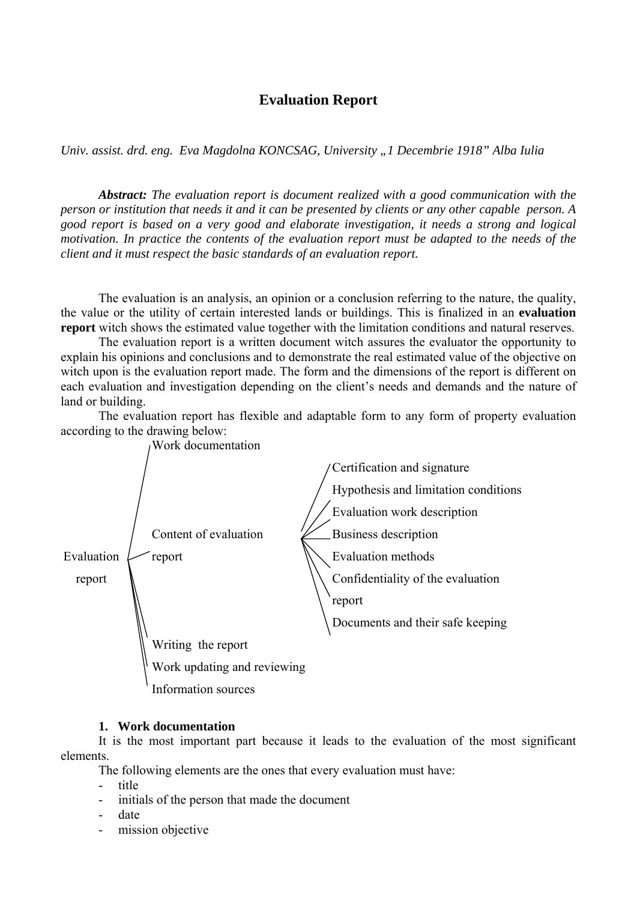# Evaluation Report

*Univ. assist. drd. eng. Eva Magdolna KONCSAG, University „1 Decembrie 1918" Alba Iulia*

***Abstract:*** *The evaluation report is document realized with a good communication with the person or institution that needs it and it can be presented by clients or any other capable person. A good report is based on a very good and elaborate investigation, it needs a strong and logical motivation. In practice the contents of the evaluation report must be adapted to the needs of the client and it must respect the basic standards of an evaluation report.*

The evaluation is an analysis, an opinion or a conclusion referring to the nature, the quality, the value or the utility of certain interested lands or buildings. This is finalized in an **evaluation report** witch shows the estimated value together with the limitation conditions and natural reserves.

The evaluation report is a written document witch assures the evaluator the opportunity to explain his opinions and conclusions and to demonstrate the real estimated value of the objective on witch upon is the evaluation report made. The form and the dimensions of the report is different on each evaluation and investigation depending on the client's needs and demands and the nature of land or building.

The evaluation report has flexible and adaptable form to any form of property evaluation according to the drawing below:

- Evaluation report
  - Work documentation
  - Content of evaluation report
    - Certification and signature
    - Hypothesis and limitation conditions
    - Evaluation work description
    - Business description
    - Evaluation methods
    - Confidentiality of the evaluation report
    - Documents and their safe keeping
  - Writing the report
  - Work updating and reviewing
  - Information sources

**1. Work documentation**

It is the most important part because it leads to the evaluation of the most significant elements.

The following elements are the ones that every evaluation must have:

- title
- initials of the person that made the document
- date
- mission objective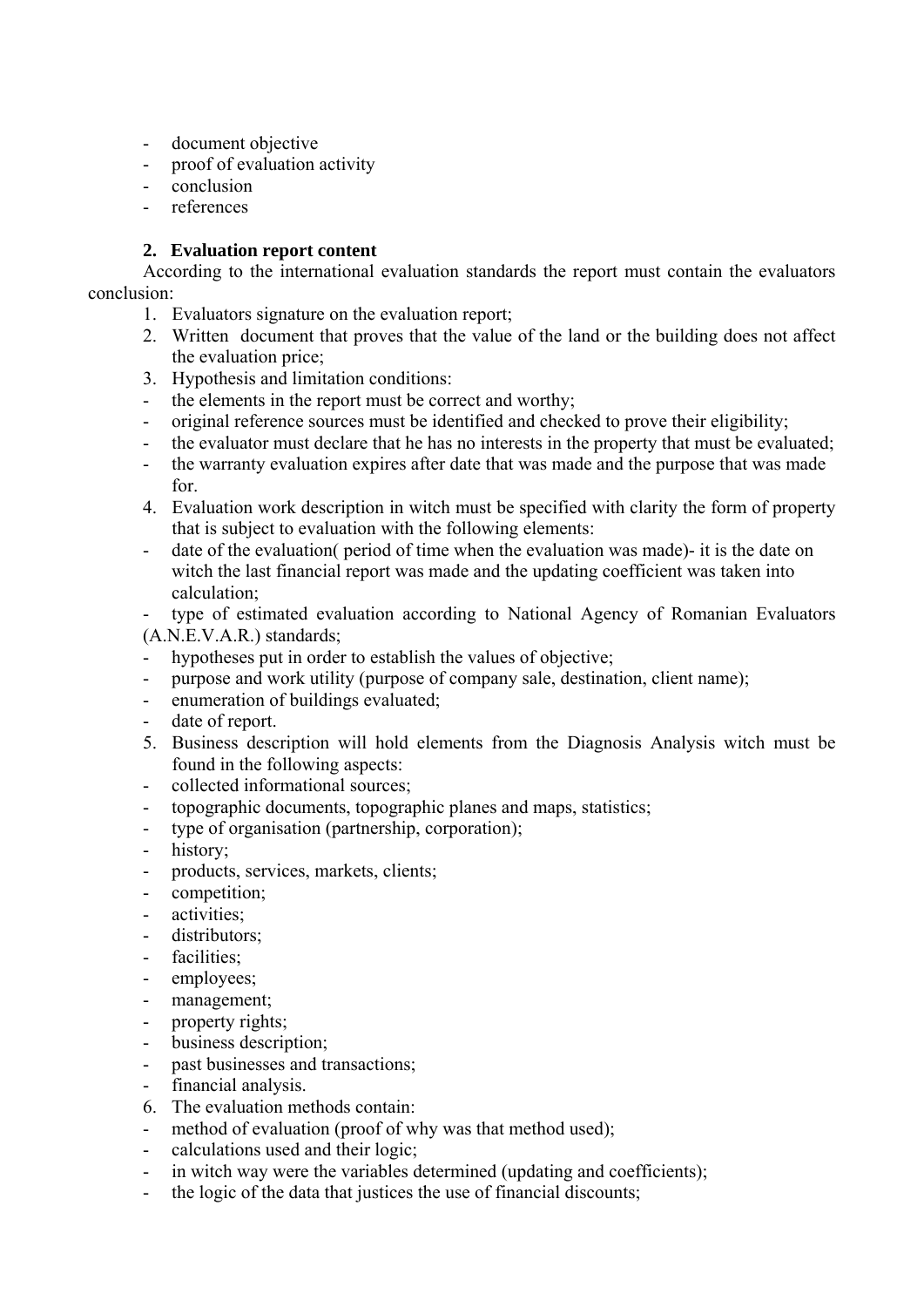- document objective
- proof of evaluation activity
- conclusion
- references

## 2. Evaluation report content

According to the international evaluation standards the report must contain the evaluators conclusion:

1. Evaluators signature on the evaluation report;
2. Written document that proves that the value of the land or the building does not affect the evaluation price;
3. Hypothesis and limitation conditions:
   - the elements in the report must be correct and worthy;
   - original reference sources must be identified and checked to prove their eligibility;
   - the evaluator must declare that he has no interests in the property that must be evaluated;
   - the warranty evaluation expires after date that was made and the purpose that was made for.
4. Evaluation work description in witch must be specified with clarity the form of property that is subject to evaluation with the following elements:
   - date of the evaluation( period of time when the evaluation was made)- it is the date on witch the last financial report was made and the updating coefficient was taken into calculation;
   - type of estimated evaluation according to National Agency of Romanian Evaluators (A.N.E.V.A.R.) standards;
   - hypotheses put in order to establish the values of objective;
   - purpose and work utility (purpose of company sale, destination, client name);
   - enumeration of buildings evaluated;
   - date of report.
5. Business description will hold elements from the Diagnosis Analysis witch must be found in the following aspects:
   - collected informational sources;
   - topographic documents, topographic planes and maps, statistics;
   - type of organisation (partnership, corporation);
   - history;
   - products, services, markets, clients;
   - competition;
   - activities;
   - distributors;
   - facilities;
   - employees;
   - management;
   - property rights;
   - business description;
   - past businesses and transactions;
   - financial analysis.
6. The evaluation methods contain:
   - method of evaluation (proof of why was that method used);
   - calculations used and their logic;
   - in witch way were the variables determined (updating and coefficients);
   - the logic of the data that justices the use of financial discounts;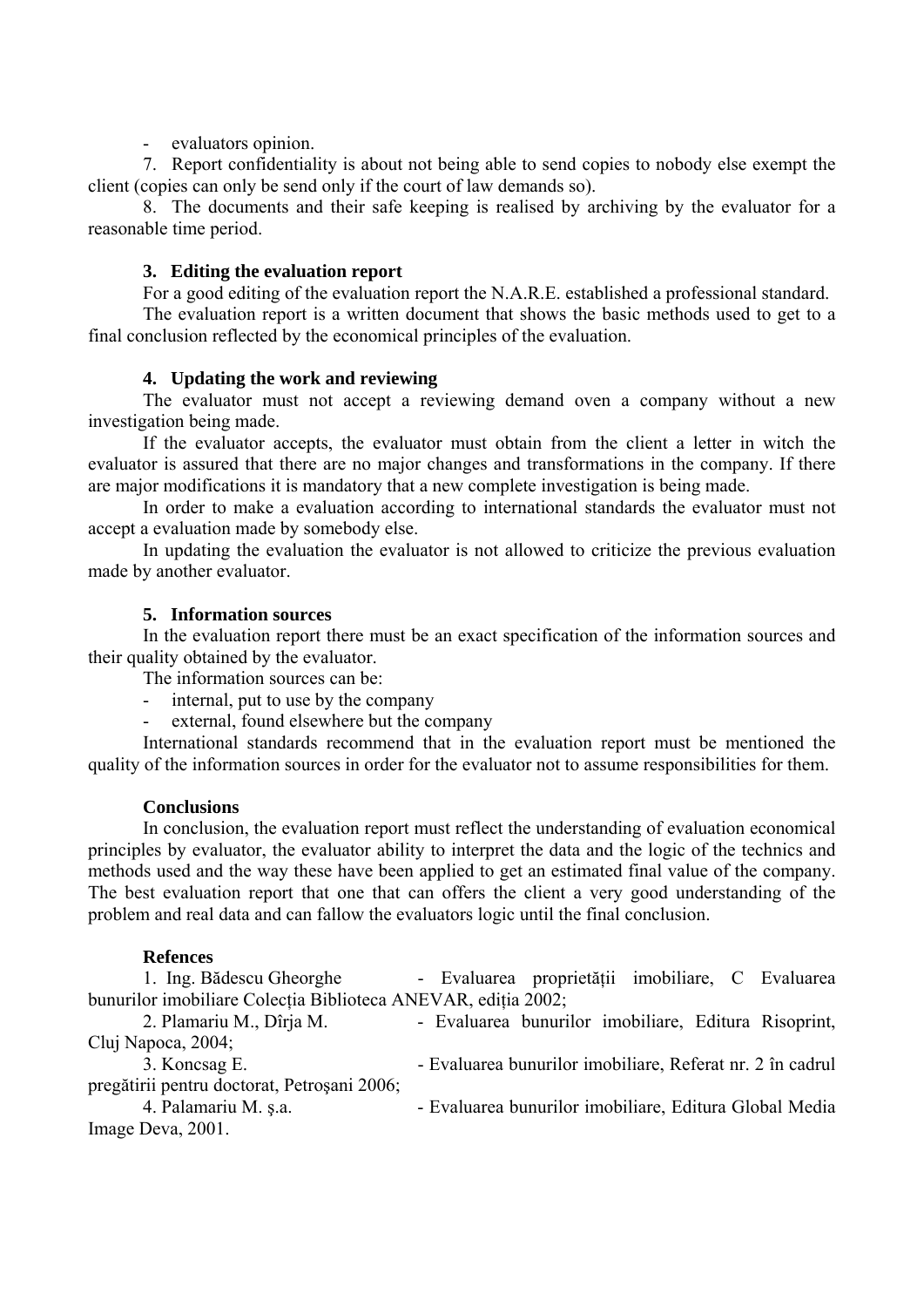- evaluators opinion.

7. Report confidentiality is about not being able to send copies to nobody else exempt the client (copies can only be send only if the court of law demands so).

8. The documents and their safe keeping is realised by archiving by the evaluator for a reasonable time period.

### 3. Editing the evaluation report

For a good editing of the evaluation report the N.A.R.E. established a professional standard.

The evaluation report is a written document that shows the basic methods used to get to a final conclusion reflected by the economical principles of the evaluation.

### 4. Updating the work and reviewing

The evaluator must not accept a reviewing demand oven a company without a new investigation being made.

If the evaluator accepts, the evaluator must obtain from the client a letter in witch the evaluator is assured that there are no major changes and transformations in the company. If there are major modifications it is mandatory that a new complete investigation is being made.

In order to make a evaluation according to international standards the evaluator must not accept a evaluation made by somebody else.

In updating the evaluation the evaluator is not allowed to criticize the previous evaluation made by another evaluator.

### 5. Information sources

In the evaluation report there must be an exact specification of the information sources and their quality obtained by the evaluator.

The information sources can be:

- internal, put to use by the company
- external, found elsewhere but the company

International standards recommend that in the evaluation report must be mentioned the quality of the information sources in order for the evaluator not to assume responsibilities for them.

### Conclusions

In conclusion, the evaluation report must reflect the understanding of evaluation economical principles by evaluator, the evaluator ability to interpret the data and the logic of the technics and methods used and the way these have been applied to get an estimated final value of the company. The best evaluation report that one that can offers the client a very good understanding of the problem and real data and can fallow the evaluators logic until the final conclusion.

### Refences

1. Ing. Bădescu Gheorghe - Evaluarea proprietății imobiliare, C Evaluarea bunurilor imobiliare Colecția Biblioteca ANEVAR, ediția 2002;
2. Plamariu M., Dîrja M. - Evaluarea bunurilor imobiliare, Editura Risoprint, Cluj Napoca, 2004;
3. Koncsag E. - Evaluarea bunurilor imobiliare, Referat nr. 2 în cadrul pregătirii pentru doctorat, Petroșani 2006;
4. Palamariu M. ș.a. - Evaluarea bunurilor imobiliare, Editura Global Media Image Deva, 2001.